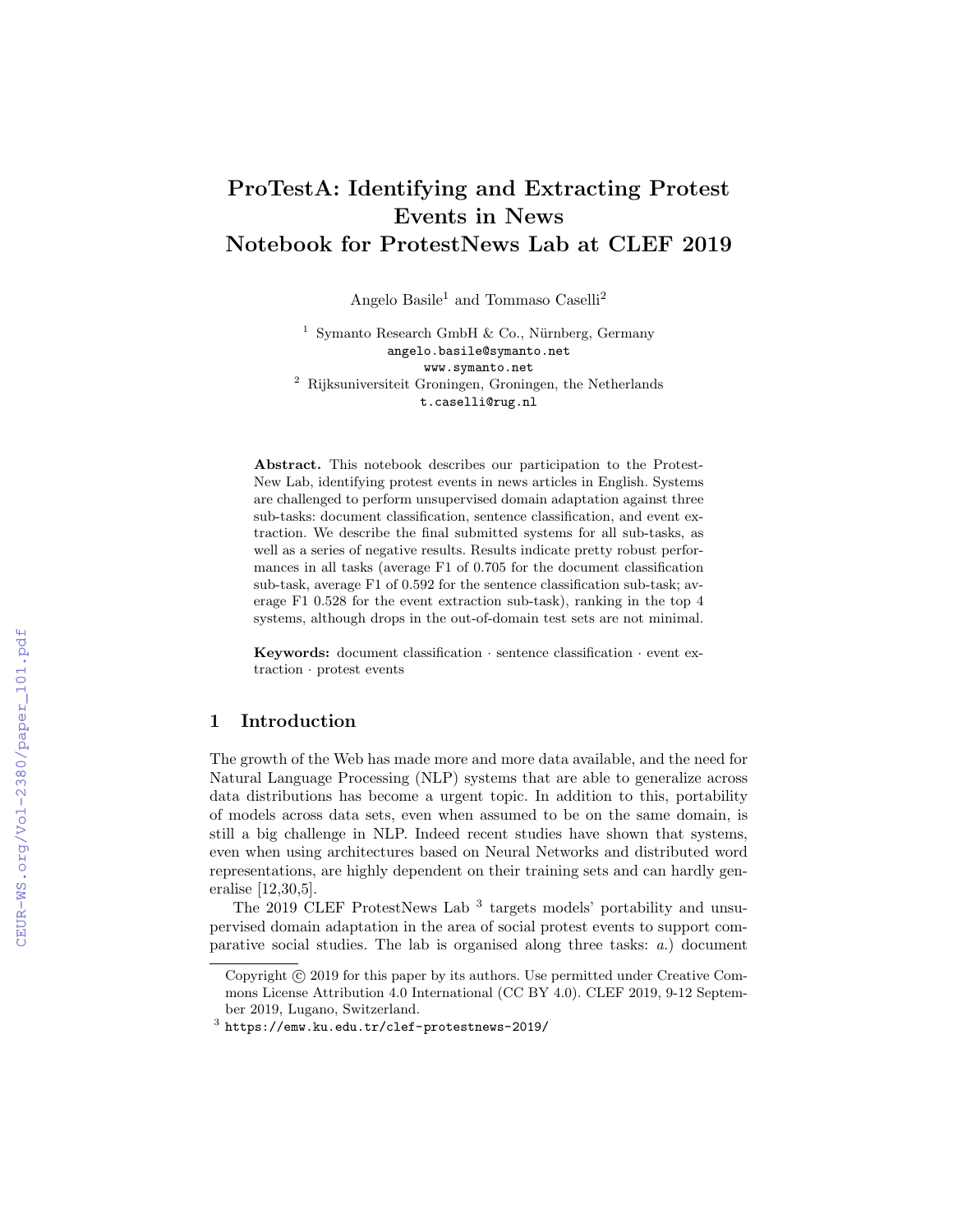# ProTestA: Identifying and Extracting Protest Events in News
# Notebook for ProtestNews Lab at CLEF 2019

Angelo Basile[1] and Tommaso Caselli[2]

[1] Symanto Research GmbH & Co., Nürnberg, Germany
angelo.basile@symanto.net
www.symanto.net
[2] Rijksuniversiteit Groningen, Groningen, the Netherlands
t.caselli@rug.nl

**Abstract.** This notebook describes our participation to the Protest-New Lab, identifying protest events in news articles in English. Systems are challenged to perform unsupervised domain adaptation against three sub-tasks: document classification, sentence classification, and event extraction. We describe the final submitted systems for all sub-tasks, as well as a series of negative results. Results indicate pretty robust performances in all tasks (average F1 of 0.705 for the document classification sub-task, average F1 of 0.592 for the sentence classification sub-task; average F1 0.528 for the event extraction sub-task), ranking in the top 4 systems, although drops in the out-of-domain test sets are not minimal.

**Keywords:** document classification · sentence classification · event extraction · protest events

## 1 Introduction

The growth of the Web has made more and more data available, and the need for Natural Language Processing (NLP) systems that are able to generalize across data distributions has become a urgent topic. In addition to this, portability of models across data sets, even when assumed to be on the same domain, is still a big challenge in NLP. Indeed recent studies have shown that systems, even when using architectures based on Neural Networks and distributed word representations, are highly dependent on their training sets and can hardly generalise [12,30,5].

The 2019 CLEF ProtestNews Lab [3] targets models' portability and unsupervised domain adaptation in the area of social protest events to support comparative social studies. The lab is organised along three tasks: *a.*) document

Copyright © 2019 for this paper by its authors. Use permitted under Creative Commons License Attribution 4.0 International (CC BY 4.0). CLEF 2019, 9-12 September 2019, Lugano, Switzerland.

[3] https://emw.ku.edu.tr/clef-protestnews-2019/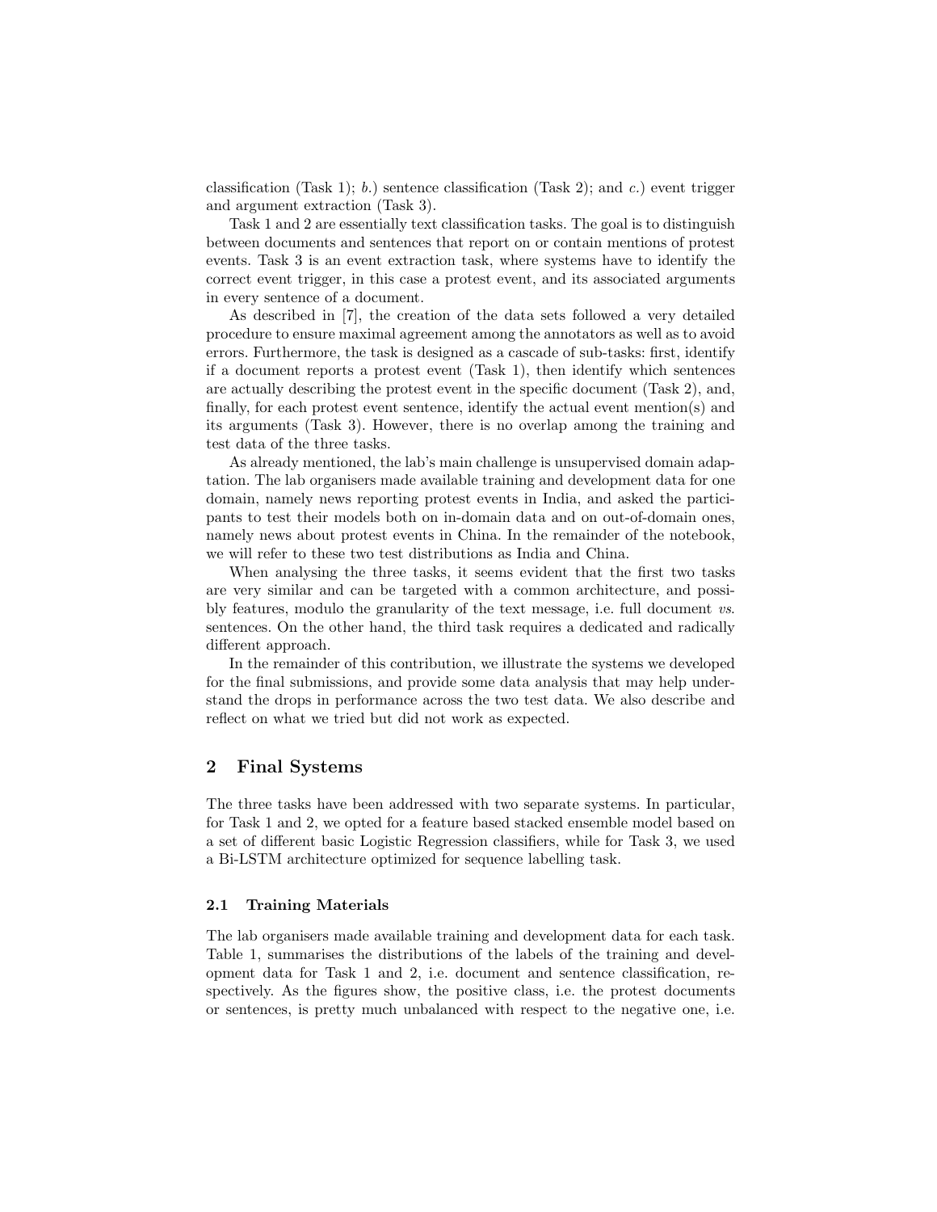classification (Task 1); *b.*) sentence classification (Task 2); and *c.*) event trigger and argument extraction (Task 3).

Task 1 and 2 are essentially text classification tasks. The goal is to distinguish between documents and sentences that report on or contain mentions of protest events. Task 3 is an event extraction task, where systems have to identify the correct event trigger, in this case a protest event, and its associated arguments in every sentence of a document.

As described in [7], the creation of the data sets followed a very detailed procedure to ensure maximal agreement among the annotators as well as to avoid errors. Furthermore, the task is designed as a cascade of sub-tasks: first, identify if a document reports a protest event (Task 1), then identify which sentences are actually describing the protest event in the specific document (Task 2), and, finally, for each protest event sentence, identify the actual event mention(s) and its arguments (Task 3). However, there is no overlap among the training and test data of the three tasks.

As already mentioned, the lab's main challenge is unsupervised domain adaptation. The lab organisers made available training and development data for one domain, namely news reporting protest events in India, and asked the participants to test their models both on in-domain data and on out-of-domain ones, namely news about protest events in China. In the remainder of the notebook, we will refer to these two test distributions as India and China.

When analysing the three tasks, it seems evident that the first two tasks are very similar and can be targeted with a common architecture, and possibly features, modulo the granularity of the text message, i.e. full document *vs.* sentences. On the other hand, the third task requires a dedicated and radically different approach.

In the remainder of this contribution, we illustrate the systems we developed for the final submissions, and provide some data analysis that may help understand the drops in performance across the two test data. We also describe and reflect on what we tried but did not work as expected.

## 2 Final Systems

The three tasks have been addressed with two separate systems. In particular, for Task 1 and 2, we opted for a feature based stacked ensemble model based on a set of different basic Logistic Regression classifiers, while for Task 3, we used a Bi-LSTM architecture optimized for sequence labelling task.

### 2.1 Training Materials

The lab organisers made available training and development data for each task. Table 1, summarises the distributions of the labels of the training and development data for Task 1 and 2, i.e. document and sentence classification, respectively. As the figures show, the positive class, i.e. the protest documents or sentences, is pretty much unbalanced with respect to the negative one, i.e.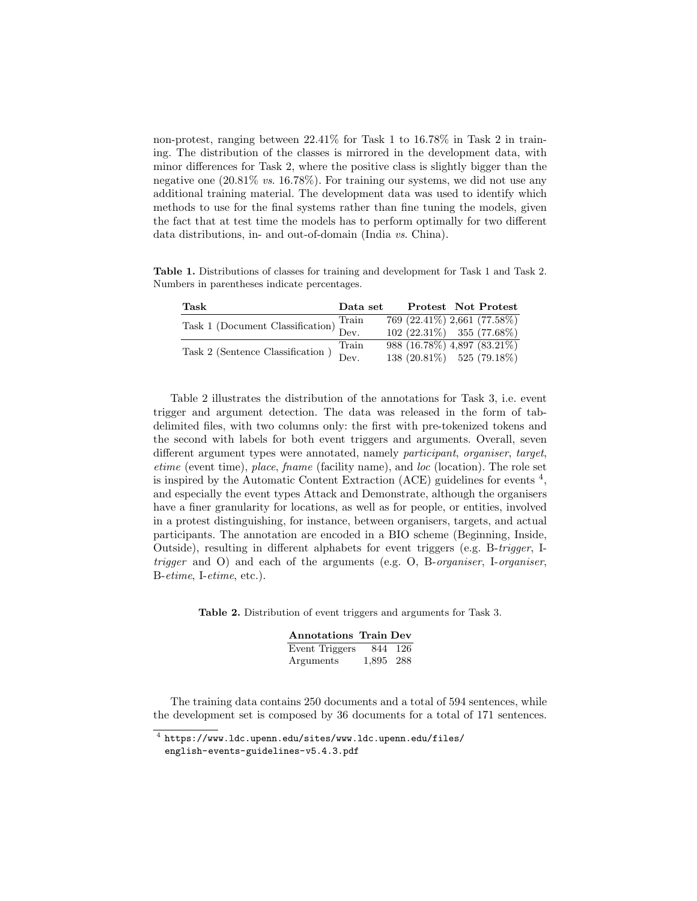non-protest, ranging between 22.41% for Task 1 to 16.78% in Task 2 in training. The distribution of the classes is mirrored in the development data, with minor differences for Task 2, where the positive class is slightly bigger than the negative one (20.81% *vs.* 16.78%). For training our systems, we did not use any additional training material. The development data was used to identify which methods to use for the final systems rather than fine tuning the models, given the fact that at test time the models has to perform optimally for two different data distributions, in- and out-of-domain (India *vs.* China).

**Table 1.** Distributions of classes for training and development for Task 1 and Task 2. Numbers in parentheses indicate percentages.

| Task | Data set | Protest | Not Protest |
|---|---|---|---|
| Task 1 (Document Classification) | Train | 769 (22.41%) | 2,661 (77.58%) |
| | Dev. | 102 (22.31%) | 355 (77.68%) |
| Task 2 (Sentence Classification ) | Train | 988 (16.78%) | 4,897 (83.21%) |
| | Dev. | 138 (20.81%) | 525 (79.18%) |

Table 2 illustrates the distribution of the annotations for Task 3, i.e. event trigger and argument detection. The data was released in the form of tab-delimited files, with two columns only: the first with pre-tokenized tokens and the second with labels for both event triggers and arguments. Overall, seven different argument types were annotated, namely *participant*, *organiser*, *target*, *etime* (event time), *place*, *fname* (facility name), and *loc* (location). The role set is inspired by the Automatic Content Extraction (ACE) guidelines for events [4], and especially the event types Attack and Demonstrate, although the organisers have a finer granularity for locations, as well as for people, or entities, involved in a protest distinguishing, for instance, between organisers, targets, and actual participants. The annotation are encoded in a BIO scheme (Beginning, Inside, Outside), resulting in different alphabets for event triggers (e.g. B-*trigger*, I-*trigger* and O) and each of the arguments (e.g. O, B-*organiser*, I-*organiser*, B-*etime*, I-*etime*, etc.).

**Table 2.** Distribution of event triggers and arguments for Task 3.

| Annotations | Train | Dev |
|---|---|---|
| Event Triggers | 844 | 126 |
| Arguments | 1,895 | 288 |

The training data contains 250 documents and a total of 594 sentences, while the development set is composed by 36 documents for a total of 171 sentences.

[4] https://www.ldc.upenn.edu/sites/www.ldc.upenn.edu/files/english-events-guidelines-v5.4.3.pdf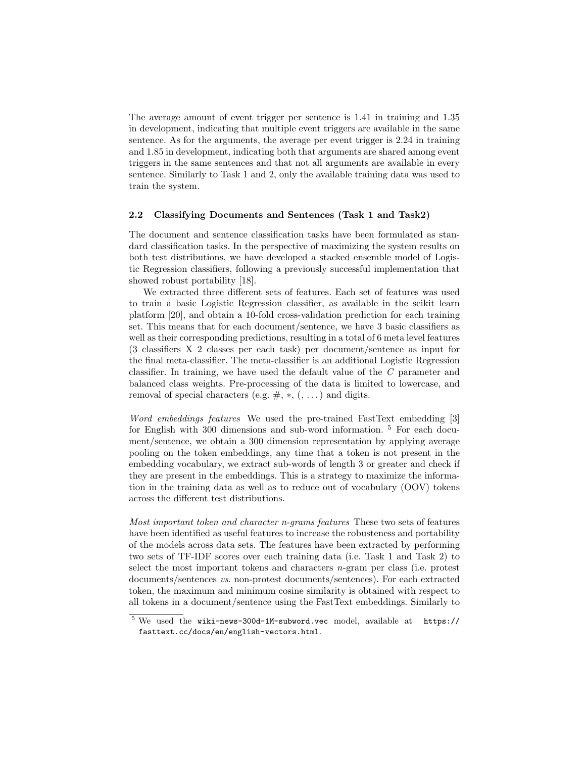The average amount of event trigger per sentence is 1.41 in training and 1.35 in development, indicating that multiple event triggers are available in the same sentence. As for the arguments, the average per event trigger is 2.24 in training and 1.85 in development, indicating both that arguments are shared among event triggers in the same sentences and that not all arguments are available in every sentence. Similarly to Task 1 and 2, only the available training data was used to train the system.

### 2.2 Classifying Documents and Sentences (Task 1 and Task2)

The document and sentence classification tasks have been formulated as standard classification tasks. In the perspective of maximizing the system results on both test distributions, we have developed a stacked ensemble model of Logistic Regression classifiers, following a previously successful implementation that showed robust portability [18].

We extracted three different sets of features. Each set of features was used to train a basic Logistic Regression classifier, as available in the scikit learn platform [20], and obtain a 10-fold cross-validation prediction for each training set. This means that for each document/sentence, we have 3 basic classifiers as well as their corresponding predictions, resulting in a total of 6 meta level features (3 classifiers X 2 classes per each task) per document/sentence as input for the final meta-classifier. The meta-classifier is an additional Logistic Regression classifier. In training, we have used the default value of the $C$ parameter and balanced class weights. Pre-processing of the data is limited to lowercase, and removal of special characters (e.g. #, $*$, (, ...) and digits.

*Word embeddings features* We used the pre-trained FastText embedding [3] for English with 300 dimensions and sub-word information. [5] For each document/sentence, we obtain a 300 dimension representation by applying average pooling on the token embeddings, any time that a token is not present in the embedding vocabulary, we extract sub-words of length 3 or greater and check if they are present in the embeddings. This is a strategy to maximize the information in the training data as well as to reduce out of vocabulary (OOV) tokens across the different test distributions.

*Most important token and character n-grams features* These two sets of features have been identified as useful features to increase the robustness and portability of the models across data sets. The features have been extracted by performing two sets of TF-IDF scores over each training data (i.e. Task 1 and Task 2) to select the most important tokens and characters $n$-gram per class (i.e. protest documents/sentences *vs.* non-protest documents/sentences). For each extracted token, the maximum and minimum cosine similarity is obtained with respect to all tokens in a document/sentence using the FastText embeddings. Similarly to

[5] We used the `wiki-news-300d-1M-subword.vec` model, available at `https://fasttext.cc/docs/en/english-vectors.html`.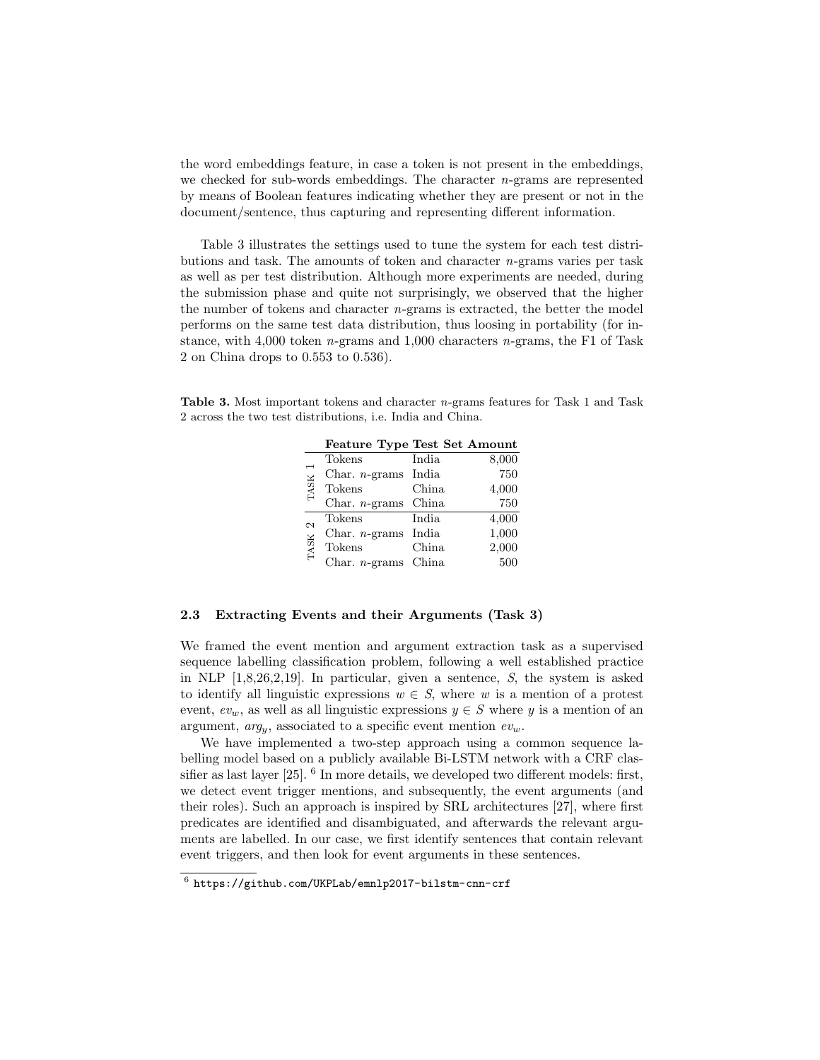the word embeddings feature, in case a token is not present in the embeddings, we checked for sub-words embeddings. The character $n$-grams are represented by means of Boolean features indicating whether they are present or not in the document/sentence, thus capturing and representing different information.

Table 3 illustrates the settings used to tune the system for each test distributions and task. The amounts of token and character $n$-grams varies per task as well as per test distribution. Although more experiments are needed, during the submission phase and quite not surprisingly, we observed that the higher the number of tokens and character $n$-grams is extracted, the better the model performs on the same test data distribution, thus loosing in portability (for instance, with 4,000 token $n$-grams and 1,000 characters $n$-grams, the F1 of Task 2 on China drops to 0.553 to 0.536).

**Table 3.** Most important tokens and character $n$-grams features for Task 1 and Task 2 across the two test distributions, i.e. India and China.

| | Feature Type | Test Set | Amount |
|---|---|---|---|
| TASK 1 | Tokens | India | 8,000 |
| | Char. $n$-grams | India | 750 |
| | Tokens | China | 4,000 |
| | Char. $n$-grams | China | 750 |
| TASK 2 | Tokens | India | 4,000 |
| | Char. $n$-grams | India | 1,000 |
| | Tokens | China | 2,000 |
| | Char. $n$-grams | China | 500 |

### 2.3 Extracting Events and their Arguments (Task 3)

We framed the event mention and argument extraction task as a supervised sequence labelling classification problem, following a well established practice in NLP [1,8,26,2,19]. In particular, given a sentence, $S$, the system is asked to identify all linguistic expressions $w \in S$, where $w$ is a mention of a protest event, $ev_w$, as well as all linguistic expressions $y \in S$ where $y$ is a mention of an argument, $arg_y$, associated to a specific event mention $ev_w$.

We have implemented a two-step approach using a common sequence labelling model based on a publicly available Bi-LSTM network with a CRF classifier as last layer [25]. [6] In more details, we developed two different models: first, we detect event trigger mentions, and subsequently, the event arguments (and their roles). Such an approach is inspired by SRL architectures [27], where first predicates are identified and disambiguated, and afterwards the relevant arguments are labelled. In our case, we first identify sentences that contain relevant event triggers, and then look for event arguments in these sentences.

[6] https://github.com/UKPLab/emnlp2017-bilstm-cnn-crf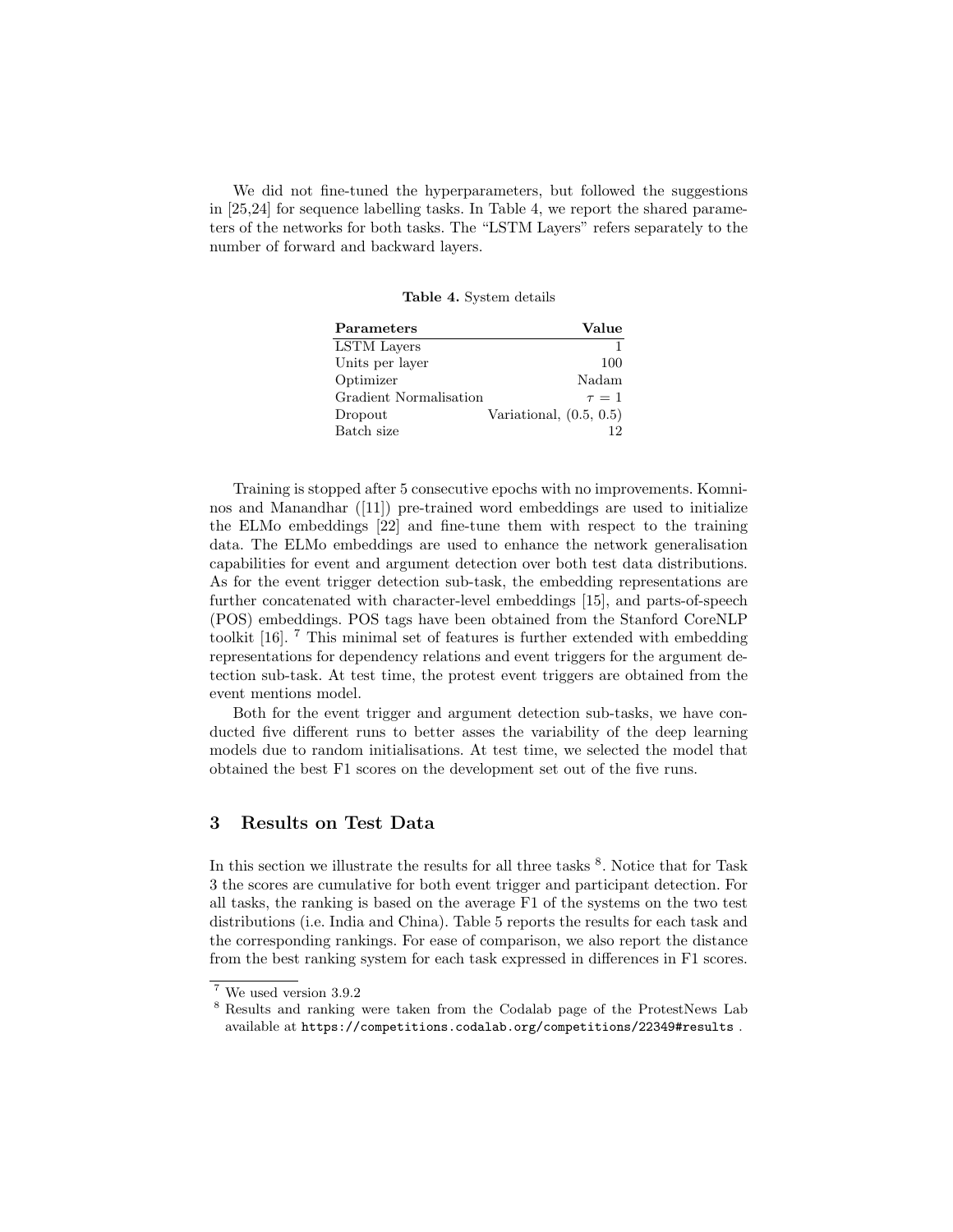We did not fine-tuned the hyperparameters, but followed the suggestions in [25,24] for sequence labelling tasks. In Table 4, we report the shared parameters of the networks for both tasks. The "LSTM Layers" refers separately to the number of forward and backward layers.

**Table 4.** System details

| **Parameters** | **Value** |
|---|---|
| LSTM Layers | 1 |
| Units per layer | 100 |
| Optimizer | Nadam |
| Gradient Normalisation | $\tau = 1$ |
| Dropout | Variational, (0.5, 0.5) |
| Batch size | 12 |

Training is stopped after 5 consecutive epochs with no improvements. Komninos and Manandhar ([11]) pre-trained word embeddings are used to initialize the ELMo embeddings [22] and fine-tune them with respect to the training data. The ELMo embeddings are used to enhance the network generalisation capabilities for event and argument detection over both test data distributions. As for the event trigger detection sub-task, the embedding representations are further concatenated with character-level embeddings [15], and parts-of-speech (POS) embeddings. POS tags have been obtained from the Stanford CoreNLP toolkit [16]. [7] This minimal set of features is further extended with embedding representations for dependency relations and event triggers for the argument detection sub-task. At test time, the protest event triggers are obtained from the event mentions model.

Both for the event trigger and argument detection sub-tasks, we have conducted five different runs to better asses the variability of the deep learning models due to random initialisations. At test time, we selected the model that obtained the best F1 scores on the development set out of the five runs.

## 3 Results on Test Data

In this section we illustrate the results for all three tasks [8]. Notice that for Task 3 the scores are cumulative for both event trigger and participant detection. For all tasks, the ranking is based on the average F1 of the systems on the two test distributions (i.e. India and China). Table 5 reports the results for each task and the corresponding rankings. For ease of comparison, we also report the distance from the best ranking system for each task expressed in differences in F1 scores.

[7] We used version 3.9.2

[8] Results and ranking were taken from the Codalab page of the ProtestNews Lab available at `https://competitions.codalab.org/competitions/22349#results` .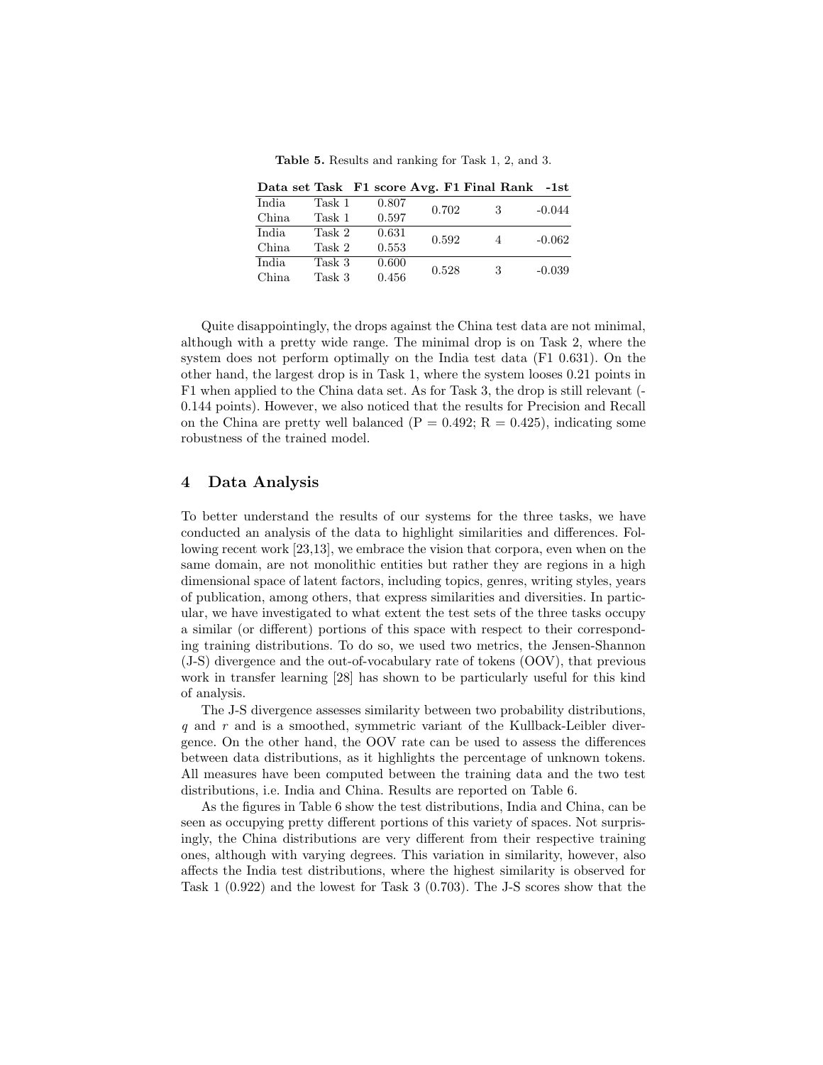**Table 5.** Results and ranking for Task 1, 2, and 3.

| Data set | Task | F1 score | Avg. F1 | Final Rank | -1st |
|---|---|---|---|---|---|
| India | Task 1 | 0.807 | 0.702 | 3 | -0.044 |
| China | Task 1 | 0.597 | | | |
| India | Task 2 | 0.631 | 0.592 | 4 | -0.062 |
| China | Task 2 | 0.553 | | | |
| India | Task 3 | 0.600 | 0.528 | 3 | -0.039 |
| China | Task 3 | 0.456 | | | |

Quite disappointingly, the drops against the China test data are not minimal, although with a pretty wide range. The minimal drop is on Task 2, where the system does not perform optimally on the India test data (F1 0.631). On the other hand, the largest drop is in Task 1, where the system looses 0.21 points in F1 when applied to the China data set. As for Task 3, the drop is still relevant (-0.144 points). However, we also noticed that the results for Precision and Recall on the China are pretty well balanced (P = 0.492; R = 0.425), indicating some robustness of the trained model.

## 4 Data Analysis

To better understand the results of our systems for the three tasks, we have conducted an analysis of the data to highlight similarities and differences. Following recent work [23,13], we embrace the vision that corpora, even when on the same domain, are not monolithic entities but rather they are regions in a high dimensional space of latent factors, including topics, genres, writing styles, years of publication, among others, that express similarities and diversities. In particular, we have investigated to what extent the test sets of the three tasks occupy a similar (or different) portions of this space with respect to their corresponding training distributions. To do so, we used two metrics, the Jensen-Shannon (J-S) divergence and the out-of-vocabulary rate of tokens (OOV), that previous work in transfer learning [28] has shown to be particularly useful for this kind of analysis.

The J-S divergence assesses similarity between two probability distributions, $q$ and $r$ and is a smoothed, symmetric variant of the Kullback-Leibler divergence. On the other hand, the OOV rate can be used to assess the differences between data distributions, as it highlights the percentage of unknown tokens. All measures have been computed between the training data and the two test distributions, i.e. India and China. Results are reported on Table 6.

As the figures in Table 6 show the test distributions, India and China, can be seen as occupying pretty different portions of this variety of spaces. Not surprisingly, the China distributions are very different from their respective training ones, although with varying degrees. This variation in similarity, however, also affects the India test distributions, where the highest similarity is observed for Task 1 (0.922) and the lowest for Task 3 (0.703). The J-S scores show that the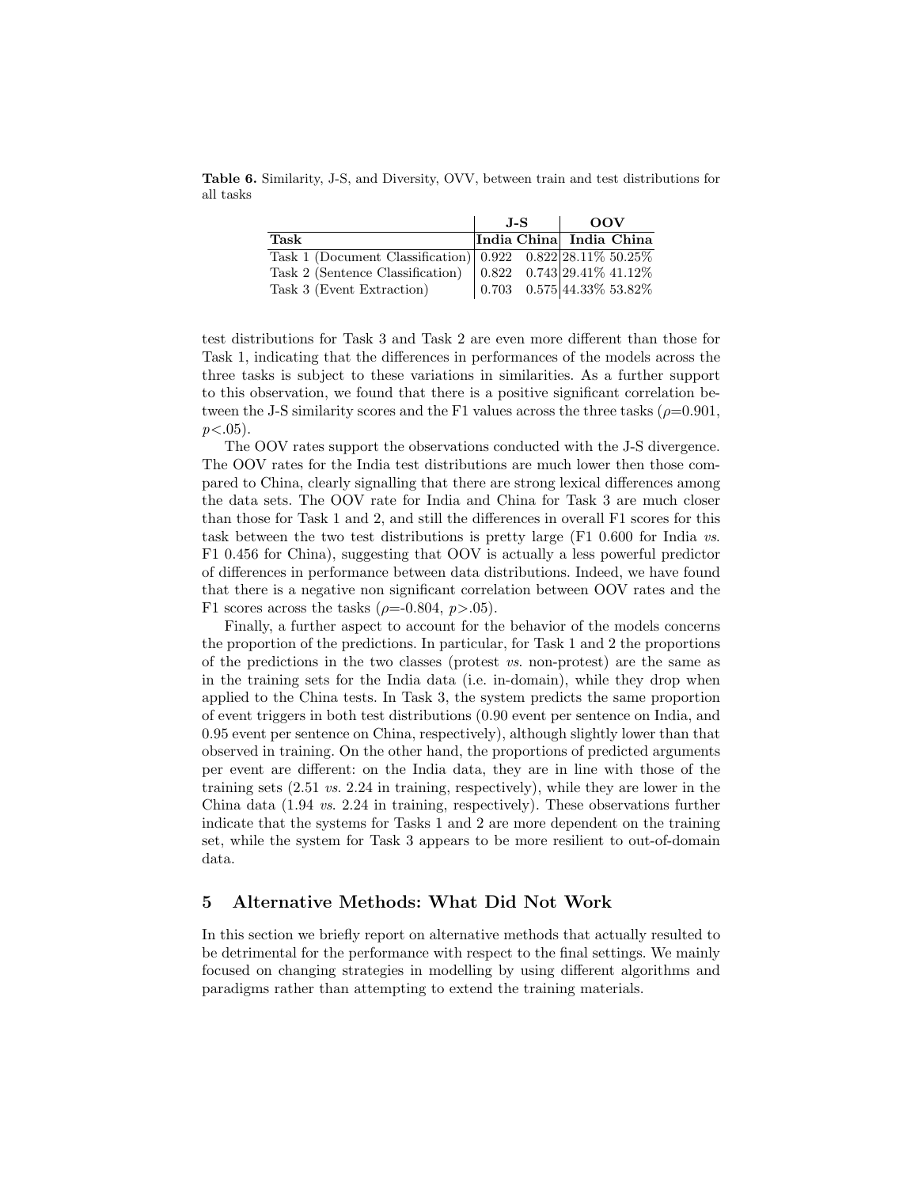**Table 6.** Similarity, J-S, and Diversity, OVV, between train and test distributions for all tasks

| | J-S | | OOV | |
|---|---|---|---|---|
| **Task** | **India** | **China** | **India** | **China** |
| Task 1 (Document Classification) | 0.922 | 0.822 | 28.11% | 50.25% |
| Task 2 (Sentence Classification) | 0.822 | 0.743 | 29.41% | 41.12% |
| Task 3 (Event Extraction) | 0.703 | 0.575 | 44.33% | 53.82% |

test distributions for Task 3 and Task 2 are even more different than those for Task 1, indicating that the differences in performances of the models across the three tasks is subject to these variations in similarities. As a further support to this observation, we found that there is a positive significant correlation between the J-S similarity scores and the F1 values across the three tasks ($\rho$=0.901, $p$<.05).

The OOV rates support the observations conducted with the J-S divergence. The OOV rates for the India test distributions are much lower then those compared to China, clearly signalling that there are strong lexical differences among the data sets. The OOV rate for India and China for Task 3 are much closer than those for Task 1 and 2, and still the differences in overall F1 scores for this task between the two test distributions is pretty large (F1 0.600 for India *vs.* F1 0.456 for China), suggesting that OOV is actually a less powerful predictor of differences in performance between data distributions. Indeed, we have found that there is a negative non significant correlation between OOV rates and the F1 scores across the tasks ($\rho$=-0.804, $p$>.05).

Finally, a further aspect to account for the behavior of the models concerns the proportion of the predictions. In particular, for Task 1 and 2 the proportions of the predictions in the two classes (protest *vs.* non-protest) are the same as in the training sets for the India data (i.e. in-domain), while they drop when applied to the China tests. In Task 3, the system predicts the same proportion of event triggers in both test distributions (0.90 event per sentence on India, and 0.95 event per sentence on China, respectively), although slightly lower than that observed in training. On the other hand, the proportions of predicted arguments per event are different: on the India data, they are in line with those of the training sets (2.51 *vs.* 2.24 in training, respectively), while they are lower in the China data (1.94 *vs.* 2.24 in training, respectively). These observations further indicate that the systems for Tasks 1 and 2 are more dependent on the training set, while the system for Task 3 appears to be more resilient to out-of-domain data.

## 5 Alternative Methods: What Did Not Work

In this section we briefly report on alternative methods that actually resulted to be detrimental for the performance with respect to the final settings. We mainly focused on changing strategies in modelling by using different algorithms and paradigms rather than attempting to extend the training materials.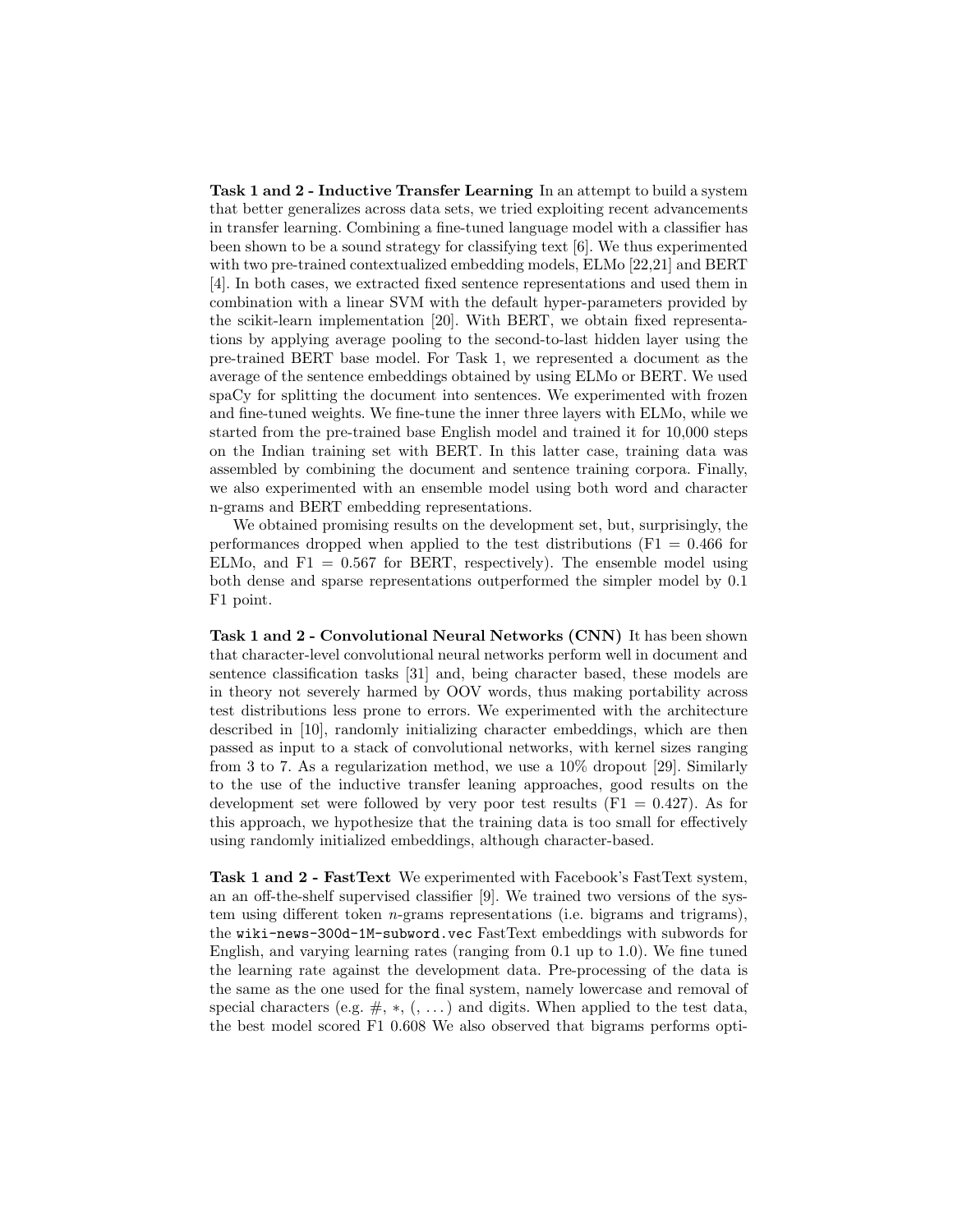**Task 1 and 2 - Inductive Transfer Learning** In an attempt to build a system that better generalizes across data sets, we tried exploiting recent advancements in transfer learning. Combining a fine-tuned language model with a classifier has been shown to be a sound strategy for classifying text [6]. We thus experimented with two pre-trained contextualized embedding models, ELMo [22,21] and BERT [4]. In both cases, we extracted fixed sentence representations and used them in combination with a linear SVM with the default hyper-parameters provided by the scikit-learn implementation [20]. With BERT, we obtain fixed representations by applying average pooling to the second-to-last hidden layer using the pre-trained BERT base model. For Task 1, we represented a document as the average of the sentence embeddings obtained by using ELMo or BERT. We used spaCy for splitting the document into sentences. We experimented with frozen and fine-tuned weights. We fine-tune the inner three layers with ELMo, while we started from the pre-trained base English model and trained it for 10,000 steps on the Indian training set with BERT. In this latter case, training data was assembled by combining the document and sentence training corpora. Finally, we also experimented with an ensemble model using both word and character n-grams and BERT embedding representations.

We obtained promising results on the development set, but, surprisingly, the performances dropped when applied to the test distributions (F1 = 0.466 for ELMo, and F1 = 0.567 for BERT, respectively). The ensemble model using both dense and sparse representations outperformed the simpler model by 0.1 F1 point.

**Task 1 and 2 - Convolutional Neural Networks (CNN)** It has been shown that character-level convolutional neural networks perform well in document and sentence classification tasks [31] and, being character based, these models are in theory not severely harmed by OOV words, thus making portability across test distributions less prone to errors. We experimented with the architecture described in [10], randomly initializing character embeddings, which are then passed as input to a stack of convolutional networks, with kernel sizes ranging from 3 to 7. As a regularization method, we use a 10% dropout [29]. Similarly to the use of the inductive transfer leaning approaches, good results on the development set were followed by very poor test results (F1 = 0.427). As for this approach, we hypothesize that the training data is too small for effectively using randomly initialized embeddings, although character-based.

**Task 1 and 2 - FastText** We experimented with Facebook's FastText system, an an off-the-shelf supervised classifier [9]. We trained two versions of the system using different token $n$-grams representations (i.e. bigrams and trigrams), the `wiki-news-300d-1M-subword.vec` FastText embeddings with subwords for English, and varying learning rates (ranging from 0.1 up to 1.0). We fine tuned the learning rate against the development data. Pre-processing of the data is the same as the one used for the final system, namely lowercase and removal of special characters (e.g. #, $*$, (, ...) and digits. When applied to the test data, the best model scored F1 0.608 We also observed that bigrams performs opti-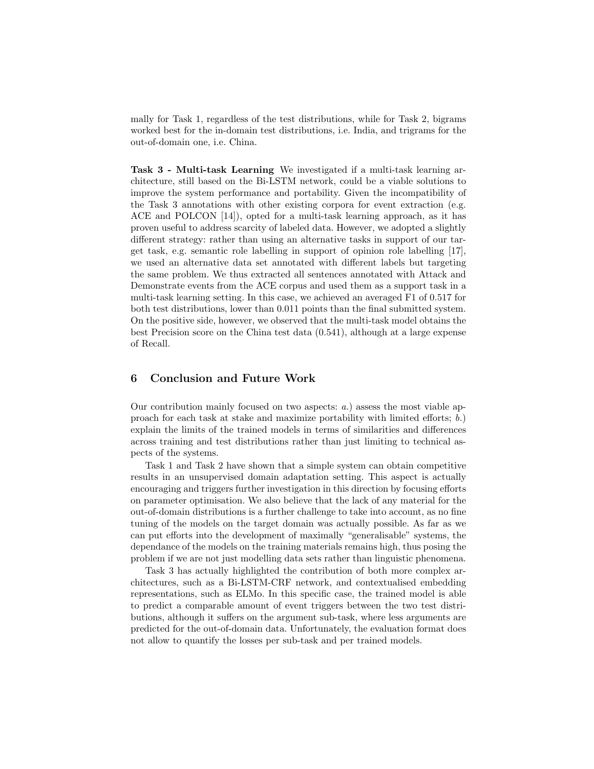mally for Task 1, regardless of the test distributions, while for Task 2, bigrams worked best for the in-domain test distributions, i.e. India, and trigrams for the out-of-domain one, i.e. China.

**Task 3 - Multi-task Learning** We investigated if a multi-task learning architecture, still based on the Bi-LSTM network, could be a viable solutions to improve the system performance and portability. Given the incompatibility of the Task 3 annotations with other existing corpora for event extraction (e.g. ACE and POLCON [14]), opted for a multi-task learning approach, as it has proven useful to address scarcity of labeled data. However, we adopted a slightly different strategy: rather than using an alternative tasks in support of our target task, e.g. semantic role labelling in support of opinion role labelling [17], we used an alternative data set annotated with different labels but targeting the same problem. We thus extracted all sentences annotated with Attack and Demonstrate events from the ACE corpus and used them as a support task in a multi-task learning setting. In this case, we achieved an averaged F1 of 0.517 for both test distributions, lower than 0.011 points than the final submitted system. On the positive side, however, we observed that the multi-task model obtains the best Precision score on the China test data (0.541), although at a large expense of Recall.

## 6 Conclusion and Future Work

Our contribution mainly focused on two aspects: *a.*) assess the most viable approach for each task at stake and maximize portability with limited efforts; *b.*) explain the limits of the trained models in terms of similarities and differences across training and test distributions rather than just limiting to technical aspects of the systems.

Task 1 and Task 2 have shown that a simple system can obtain competitive results in an unsupervised domain adaptation setting. This aspect is actually encouraging and triggers further investigation in this direction by focusing efforts on parameter optimisation. We also believe that the lack of any material for the out-of-domain distributions is a further challenge to take into account, as no fine tuning of the models on the target domain was actually possible. As far as we can put efforts into the development of maximally "generalisable" systems, the dependance of the models on the training materials remains high, thus posing the problem if we are not just modelling data sets rather than linguistic phenomena.

Task 3 has actually highlighted the contribution of both more complex architectures, such as a Bi-LSTM-CRF network, and contextualised embedding representations, such as ELMo. In this specific case, the trained model is able to predict a comparable amount of event triggers between the two test distributions, although it suffers on the argument sub-task, where less arguments are predicted for the out-of-domain data. Unfortunately, the evaluation format does not allow to quantify the losses per sub-task and per trained models.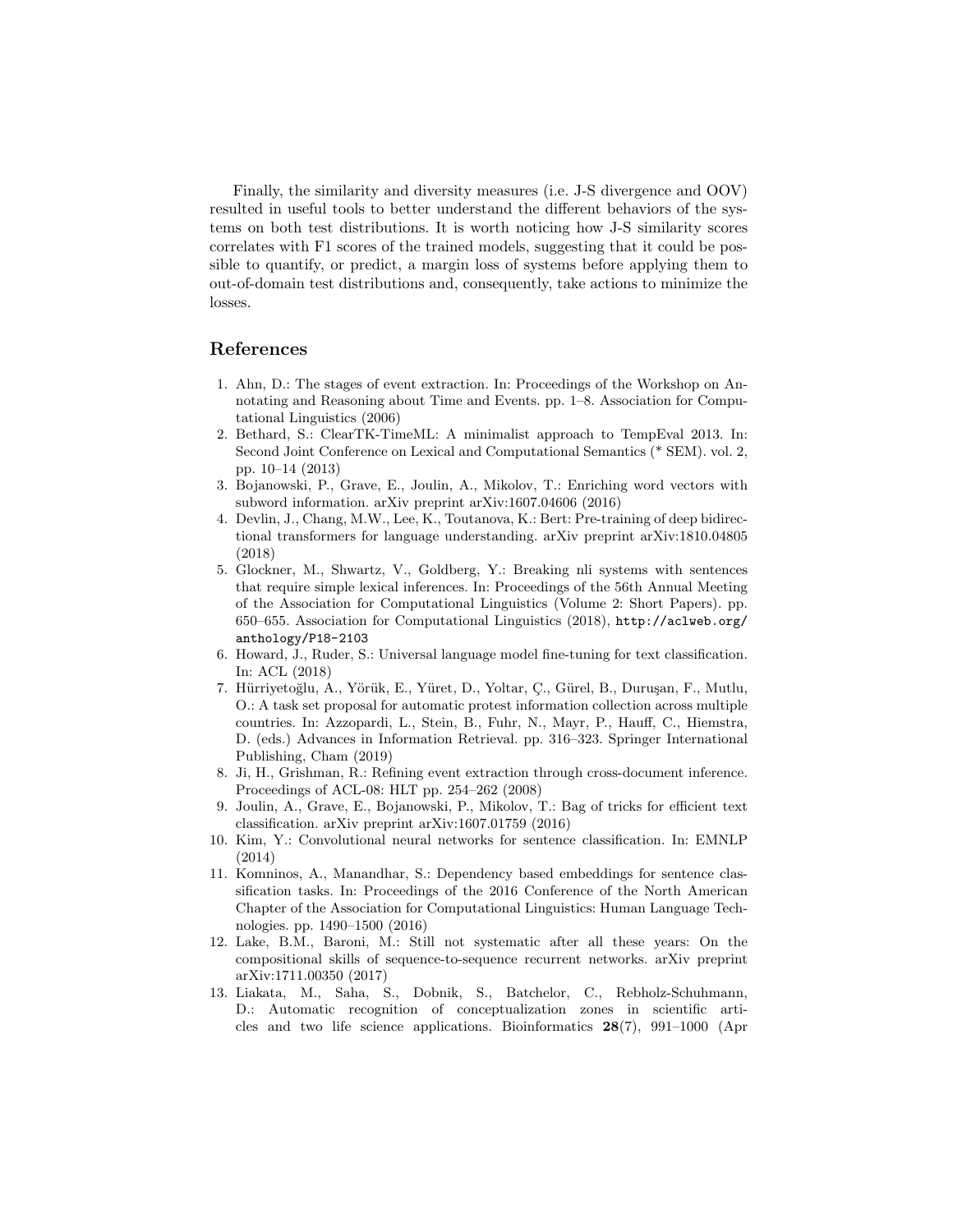Finally, the similarity and diversity measures (i.e. J-S divergence and OOV) resulted in useful tools to better understand the different behaviors of the systems on both test distributions. It is worth noticing how J-S similarity scores correlates with F1 scores of the trained models, suggesting that it could be possible to quantify, or predict, a margin loss of systems before applying them to out-of-domain test distributions and, consequently, take actions to minimize the losses.

## References

1. Ahn, D.: The stages of event extraction. In: Proceedings of the Workshop on Annotating and Reasoning about Time and Events. pp. 1–8. Association for Computational Linguistics (2006)
2. Bethard, S.: ClearTK-TimeML: A minimalist approach to TempEval 2013. In: Second Joint Conference on Lexical and Computational Semantics (* SEM). vol. 2, pp. 10–14 (2013)
3. Bojanowski, P., Grave, E., Joulin, A., Mikolov, T.: Enriching word vectors with subword information. arXiv preprint arXiv:1607.04606 (2016)
4. Devlin, J., Chang, M.W., Lee, K., Toutanova, K.: Bert: Pre-training of deep bidirectional transformers for language understanding. arXiv preprint arXiv:1810.04805 (2018)
5. Glockner, M., Shwartz, V., Goldberg, Y.: Breaking nli systems with sentences that require simple lexical inferences. In: Proceedings of the 56th Annual Meeting of the Association for Computational Linguistics (Volume 2: Short Papers). pp. 650–655. Association for Computational Linguistics (2018), `http://aclweb.org/anthology/P18-2103`
6. Howard, J., Ruder, S.: Universal language model fine-tuning for text classification. In: ACL (2018)
7. Hürriyetoğlu, A., Yörük, E., Yüret, D., Yoltar, Ç., Gürel, B., Duruşan, F., Mutlu, O.: A task set proposal for automatic protest information collection across multiple countries. In: Azzopardi, L., Stein, B., Fuhr, N., Mayr, P., Hauff, C., Hiemstra, D. (eds.) Advances in Information Retrieval. pp. 316–323. Springer International Publishing, Cham (2019)
8. Ji, H., Grishman, R.: Refining event extraction through cross-document inference. Proceedings of ACL-08: HLT pp. 254–262 (2008)
9. Joulin, A., Grave, E., Bojanowski, P., Mikolov, T.: Bag of tricks for efficient text classification. arXiv preprint arXiv:1607.01759 (2016)
10. Kim, Y.: Convolutional neural networks for sentence classification. In: EMNLP (2014)
11. Komninos, A., Manandhar, S.: Dependency based embeddings for sentence classification tasks. In: Proceedings of the 2016 Conference of the North American Chapter of the Association for Computational Linguistics: Human Language Technologies. pp. 1490–1500 (2016)
12. Lake, B.M., Baroni, M.: Still not systematic after all these years: On the compositional skills of sequence-to-sequence recurrent networks. arXiv preprint arXiv:1711.00350 (2017)
13. Liakata, M., Saha, S., Dobnik, S., Batchelor, C., Rebholz-Schuhmann, D.: Automatic recognition of conceptualization zones in scientific articles and two life science applications. Bioinformatics **28**(7), 991–1000 (Apr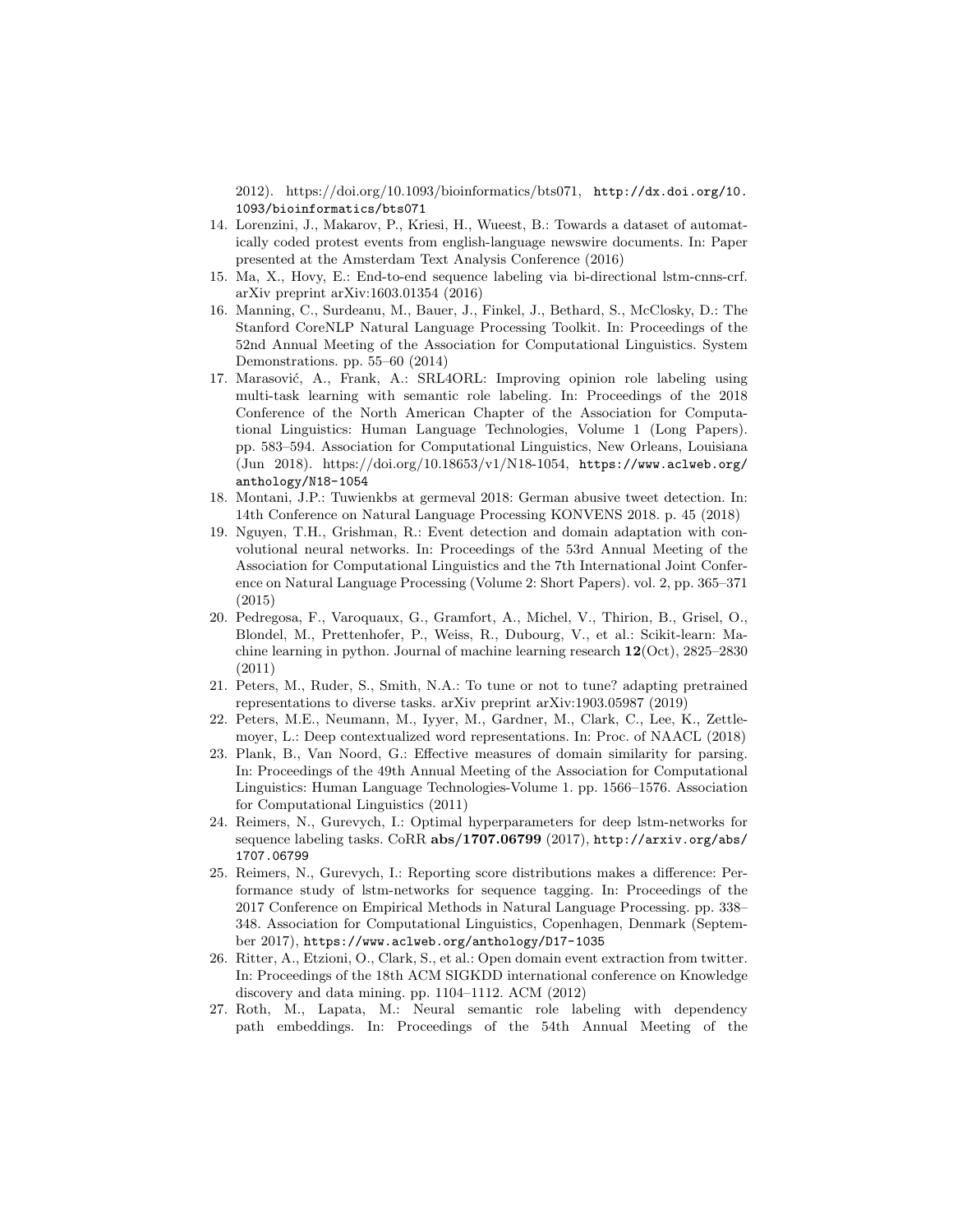2012). https://doi.org/10.1093/bioinformatics/bts071, http://dx.doi.org/10.1093/bioinformatics/bts071

14. Lorenzini, J., Makarov, P., Kriesi, H., Wueest, B.: Towards a dataset of automatically coded protest events from english-language newswire documents. In: Paper presented at the Amsterdam Text Analysis Conference (2016)
15. Ma, X., Hovy, E.: End-to-end sequence labeling via bi-directional lstm-cnns-crf. arXiv preprint arXiv:1603.01354 (2016)
16. Manning, C., Surdeanu, M., Bauer, J., Finkel, J., Bethard, S., McClosky, D.: The Stanford CoreNLP Natural Language Processing Toolkit. In: Proceedings of the 52nd Annual Meeting of the Association for Computational Linguistics. System Demonstrations. pp. 55–60 (2014)
17. Marasović, A., Frank, A.: SRL4ORL: Improving opinion role labeling using multi-task learning with semantic role labeling. In: Proceedings of the 2018 Conference of the North American Chapter of the Association for Computational Linguistics: Human Language Technologies, Volume 1 (Long Papers). pp. 583–594. Association for Computational Linguistics, New Orleans, Louisiana (Jun 2018). https://doi.org/10.18653/v1/N18-1054, https://www.aclweb.org/anthology/N18-1054
18. Montani, J.P.: Tuwienkbs at germeval 2018: German abusive tweet detection. In: 14th Conference on Natural Language Processing KONVENS 2018. p. 45 (2018)
19. Nguyen, T.H., Grishman, R.: Event detection and domain adaptation with convolutional neural networks. In: Proceedings of the 53rd Annual Meeting of the Association for Computational Linguistics and the 7th International Joint Conference on Natural Language Processing (Volume 2: Short Papers). vol. 2, pp. 365–371 (2015)
20. Pedregosa, F., Varoquaux, G., Gramfort, A., Michel, V., Thirion, B., Grisel, O., Blondel, M., Prettenhofer, P., Weiss, R., Dubourg, V., et al.: Scikit-learn: Machine learning in python. Journal of machine learning research **12**(Oct), 2825–2830 (2011)
21. Peters, M., Ruder, S., Smith, N.A.: To tune or not to tune? adapting pretrained representations to diverse tasks. arXiv preprint arXiv:1903.05987 (2019)
22. Peters, M.E., Neumann, M., Iyyer, M., Gardner, M., Clark, C., Lee, K., Zettlemoyer, L.: Deep contextualized word representations. In: Proc. of NAACL (2018)
23. Plank, B., Van Noord, G.: Effective measures of domain similarity for parsing. In: Proceedings of the 49th Annual Meeting of the Association for Computational Linguistics: Human Language Technologies-Volume 1. pp. 1566–1576. Association for Computational Linguistics (2011)
24. Reimers, N., Gurevych, I.: Optimal hyperparameters for deep lstm-networks for sequence labeling tasks. CoRR **abs/1707.06799** (2017), http://arxiv.org/abs/1707.06799
25. Reimers, N., Gurevych, I.: Reporting score distributions makes a difference: Performance study of lstm-networks for sequence tagging. In: Proceedings of the 2017 Conference on Empirical Methods in Natural Language Processing. pp. 338–348. Association for Computational Linguistics, Copenhagen, Denmark (September 2017), https://www.aclweb.org/anthology/D17-1035
26. Ritter, A., Etzioni, O., Clark, S., et al.: Open domain event extraction from twitter. In: Proceedings of the 18th ACM SIGKDD international conference on Knowledge discovery and data mining. pp. 1104–1112. ACM (2012)
27. Roth, M., Lapata, M.: Neural semantic role labeling with dependency path embeddings. In: Proceedings of the 54th Annual Meeting of the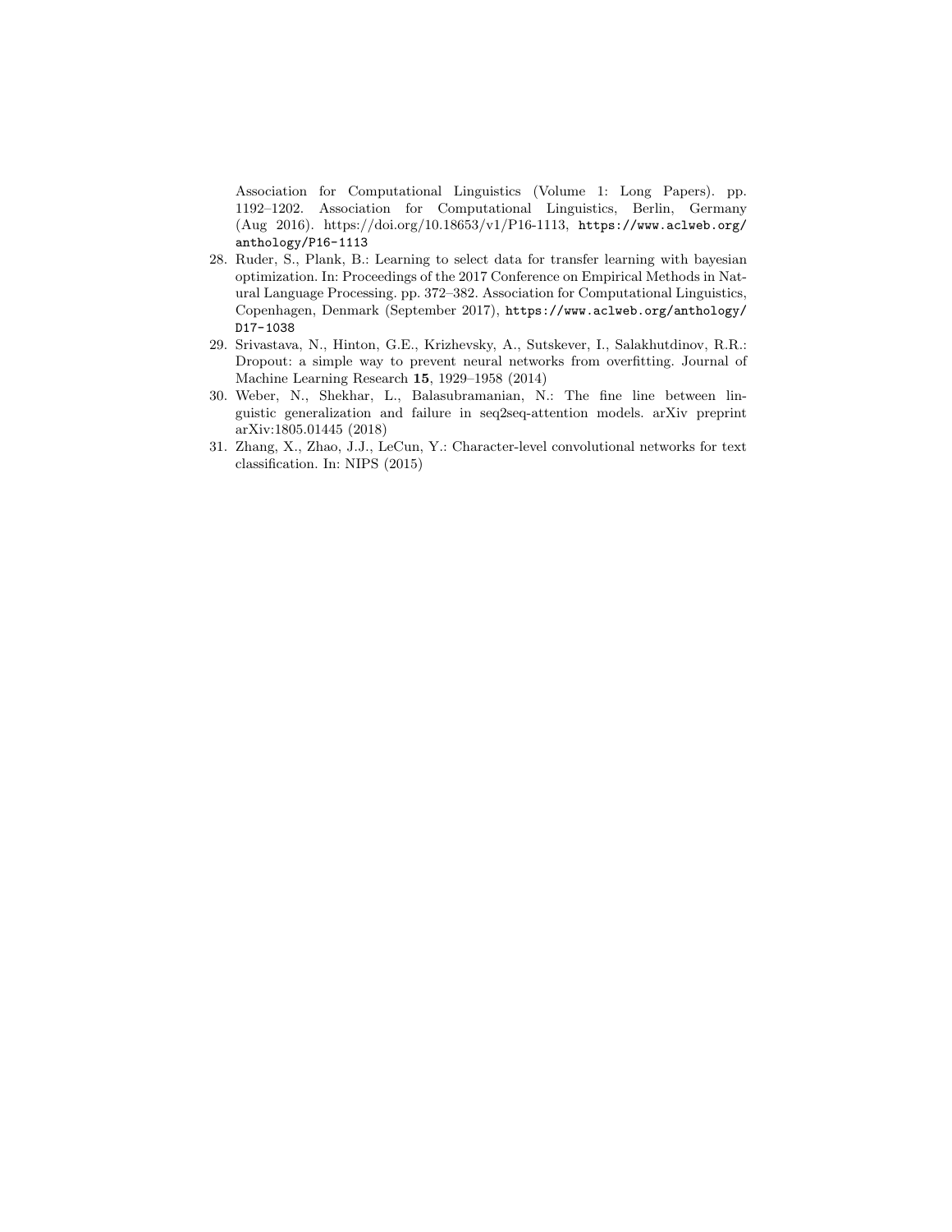Association for Computational Linguistics (Volume 1: Long Papers). pp. 1192–1202. Association for Computational Linguistics, Berlin, Germany (Aug 2016). https://doi.org/10.18653/v1/P16-1113, https://www.aclweb.org/anthology/P16-1113

28. Ruder, S., Plank, B.: Learning to select data for transfer learning with bayesian optimization. In: Proceedings of the 2017 Conference on Empirical Methods in Natural Language Processing. pp. 372–382. Association for Computational Linguistics, Copenhagen, Denmark (September 2017), https://www.aclweb.org/anthology/D17-1038
29. Srivastava, N., Hinton, G.E., Krizhevsky, A., Sutskever, I., Salakhutdinov, R.R.: Dropout: a simple way to prevent neural networks from overfitting. Journal of Machine Learning Research **15**, 1929–1958 (2014)
30. Weber, N., Shekhar, L., Balasubramanian, N.: The fine line between linguistic generalization and failure in seq2seq-attention models. arXiv preprint arXiv:1805.01445 (2018)
31. Zhang, X., Zhao, J.J., LeCun, Y.: Character-level convolutional networks for text classification. In: NIPS (2015)